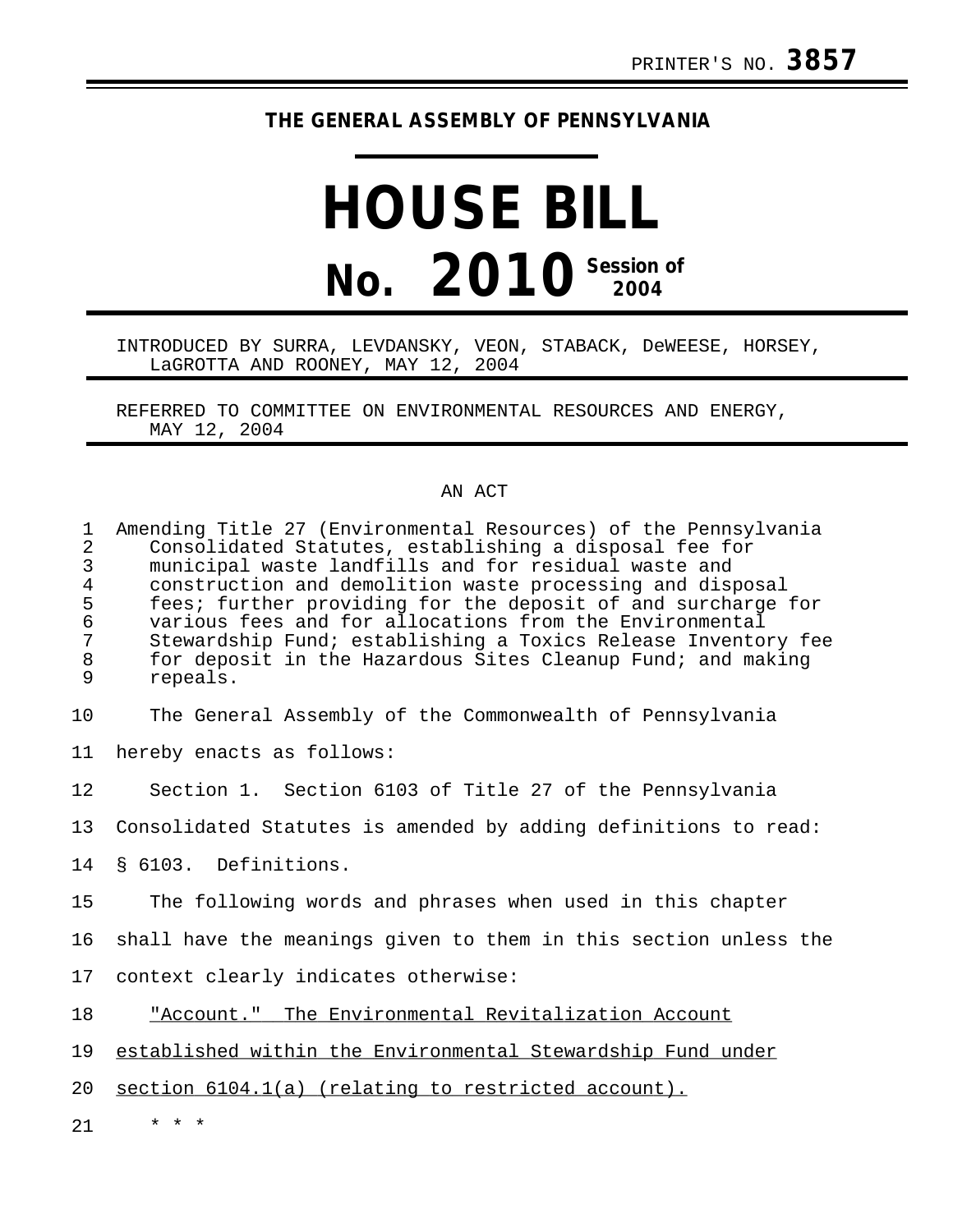PRINTER'S NO. **3857**

**THE GENERAL ASSEMBLY OF PENNSYLVANIA**

# HOUSE BILL

# No. 2010 Session of 2004

INTRODUCED BY SURRA, LEVDANSKY, VEON, STABACK, DeWEESE, HORSEY, LaGROTTA AND ROONEY, MAY 12, 2004

REFERRED TO COMMITTEE ON ENVIRONMENTAL RESOURCES AND ENERGY, MAY 12, 2004

AN ACT

Amending Title 27 (Environmental Resources) of the Pennsylvania Consolidated Statutes, establishing a disposal fee for municipal waste landfills and for residual waste and construction and demolition waste processing and disposal fees; further providing for the deposit of and surcharge for various fees and for allocations from the Environmental Stewardship Fund; establishing a Toxics Release Inventory fee for deposit in the Hazardous Sites Cleanup Fund; and making repeals.

The General Assembly of the Commonwealth of Pennsylvania hereby enacts as follows:

Section 1. Section 6103 of Title 27 of the Pennsylvania Consolidated Statutes is amended by adding definitions to read:

§ 6103. Definitions.

The following words and phrases when used in this chapter shall have the meanings given to them in this section unless the context clearly indicates otherwise:

<u>"Account." The Environmental Revitalization Account established within the Environmental Stewardship Fund under section 6104.1(a) (relating to restricted account).</u>

* * *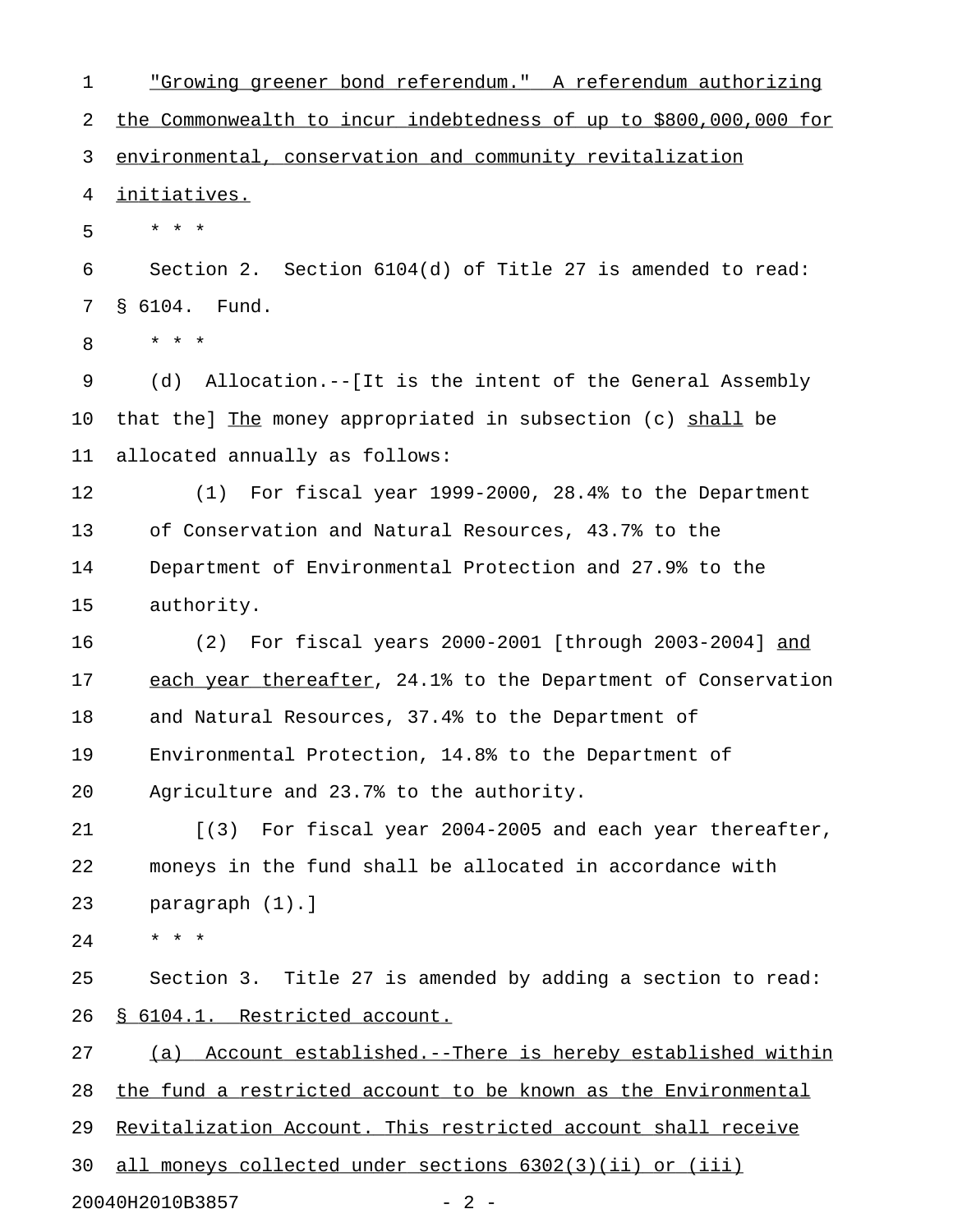"Growing greener bond referendum." A referendum authorizing the Commonwealth to incur indebtedness of up to $800,000,000 for environmental, conservation and community revitalization initiatives.

\* \* \*

Section 2. Section 6104(d) of Title 27 is amended to read:

§ 6104. Fund.

\* \* \*

(d) Allocation.--[It is the intent of the General Assembly that the] The money appropriated in subsection (c) shall be allocated annually as follows:

(1) For fiscal year 1999-2000, 28.4% to the Department of Conservation and Natural Resources, 43.7% to the Department of Environmental Protection and 27.9% to the authority.

(2) For fiscal years 2000-2001 [through 2003-2004] and each year thereafter, 24.1% to the Department of Conservation and Natural Resources, 37.4% to the Department of Environmental Protection, 14.8% to the Department of Agriculture and 23.7% to the authority.

[(3) For fiscal year 2004-2005 and each year thereafter, moneys in the fund shall be allocated in accordance with paragraph (1).]

\* \* \*

Section 3. Title 27 is amended by adding a section to read:

§ 6104.1. Restricted account.

(a) Account established.--There is hereby established within the fund a restricted account to be known as the Environmental Revitalization Account. This restricted account shall receive all moneys collected under sections 6302(3)(ii) or (iii)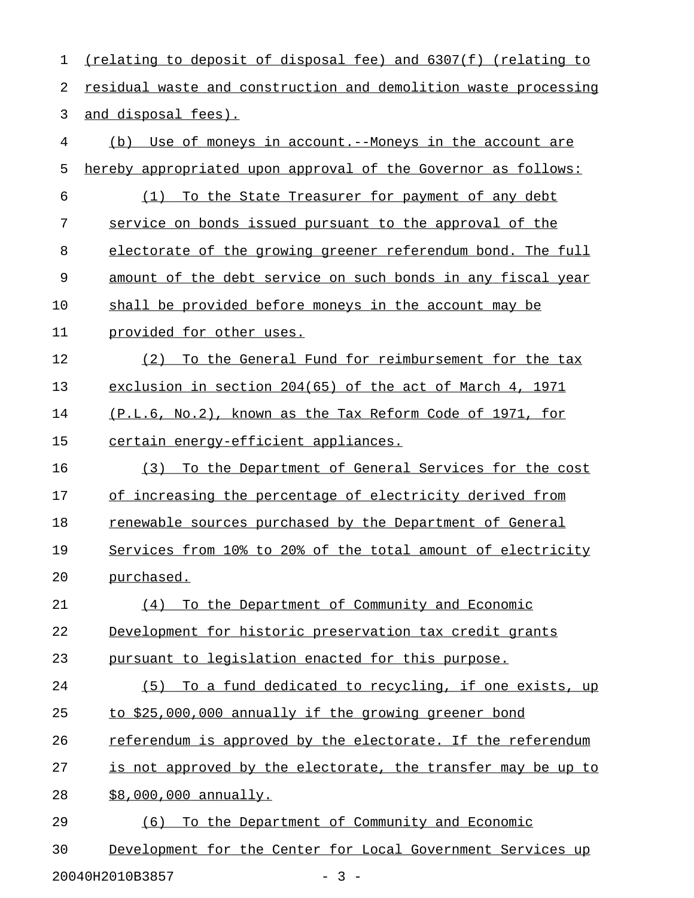(relating to deposit of disposal fee) and 6307(f) (relating to residual waste and construction and demolition waste processing and disposal fees).

(b) Use of moneys in account.--Moneys in the account are hereby appropriated upon approval of the Governor as follows:

(1) To the State Treasurer for payment of any debt service on bonds issued pursuant to the approval of the electorate of the growing greener referendum bond. The full amount of the debt service on such bonds in any fiscal year shall be provided before moneys in the account may be provided for other uses.

(2) To the General Fund for reimbursement for the tax exclusion in section 204(65) of the act of March 4, 1971 (P.L.6, No.2), known as the Tax Reform Code of 1971, for certain energy-efficient appliances.

(3) To the Department of General Services for the cost of increasing the percentage of electricity derived from renewable sources purchased by the Department of General Services from 10% to 20% of the total amount of electricity purchased.

(4) To the Department of Community and Economic Development for historic preservation tax credit grants pursuant to legislation enacted for this purpose.

(5) To a fund dedicated to recycling, if one exists, up to $25,000,000 annually if the growing greener bond referendum is approved by the electorate. If the referendum is not approved by the electorate, the transfer may be up to $8,000,000 annually.

(6) To the Department of Community and Economic Development for the Center for Local Government Services up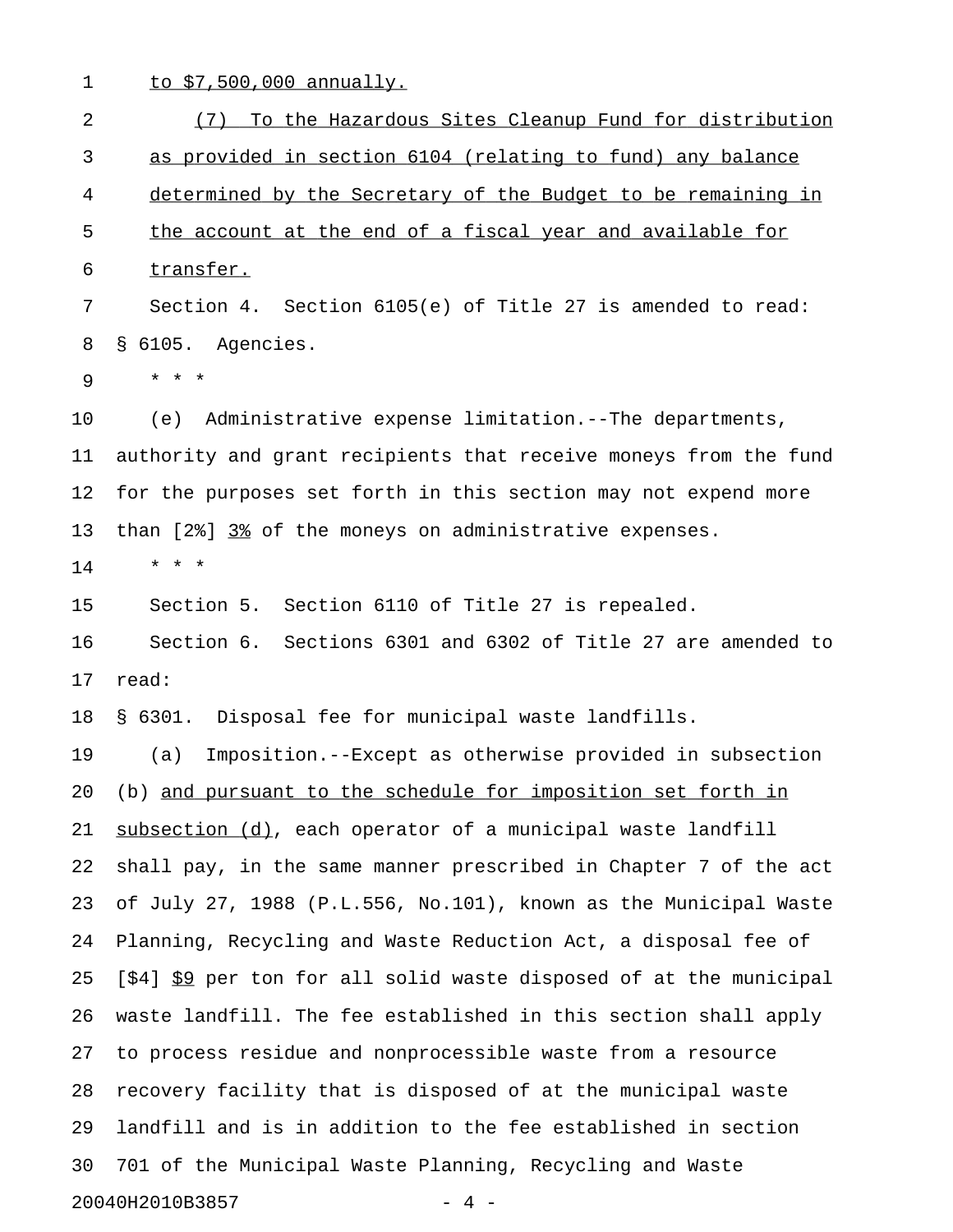to $7,500,000 annually.

(7) To the Hazardous Sites Cleanup Fund for distribution as provided in section 6104 (relating to fund) any balance determined by the Secretary of the Budget to be remaining in the account at the end of a fiscal year and available for transfer.

Section 4. Section 6105(e) of Title 27 is amended to read:

§ 6105. Agencies.

* * *

(e) Administrative expense limitation.--The departments, authority and grant recipients that receive moneys from the fund for the purposes set forth in this section may not expend more than [2%] 3% of the moneys on administrative expenses.

* * *

Section 5. Section 6110 of Title 27 is repealed.

Section 6. Sections 6301 and 6302 of Title 27 are amended to read:

§ 6301. Disposal fee for municipal waste landfills.

(a) Imposition.--Except as otherwise provided in subsection (b) and pursuant to the schedule for imposition set forth in subsection (d), each operator of a municipal waste landfill shall pay, in the same manner prescribed in Chapter 7 of the act of July 27, 1988 (P.L.556, No.101), known as the Municipal Waste Planning, Recycling and Waste Reduction Act, a disposal fee of [$4] $9 per ton for all solid waste disposed of at the municipal waste landfill. The fee established in this section shall apply to process residue and nonprocessible waste from a resource recovery facility that is disposed of at the municipal waste landfill and is in addition to the fee established in section 701 of the Municipal Waste Planning, Recycling and Waste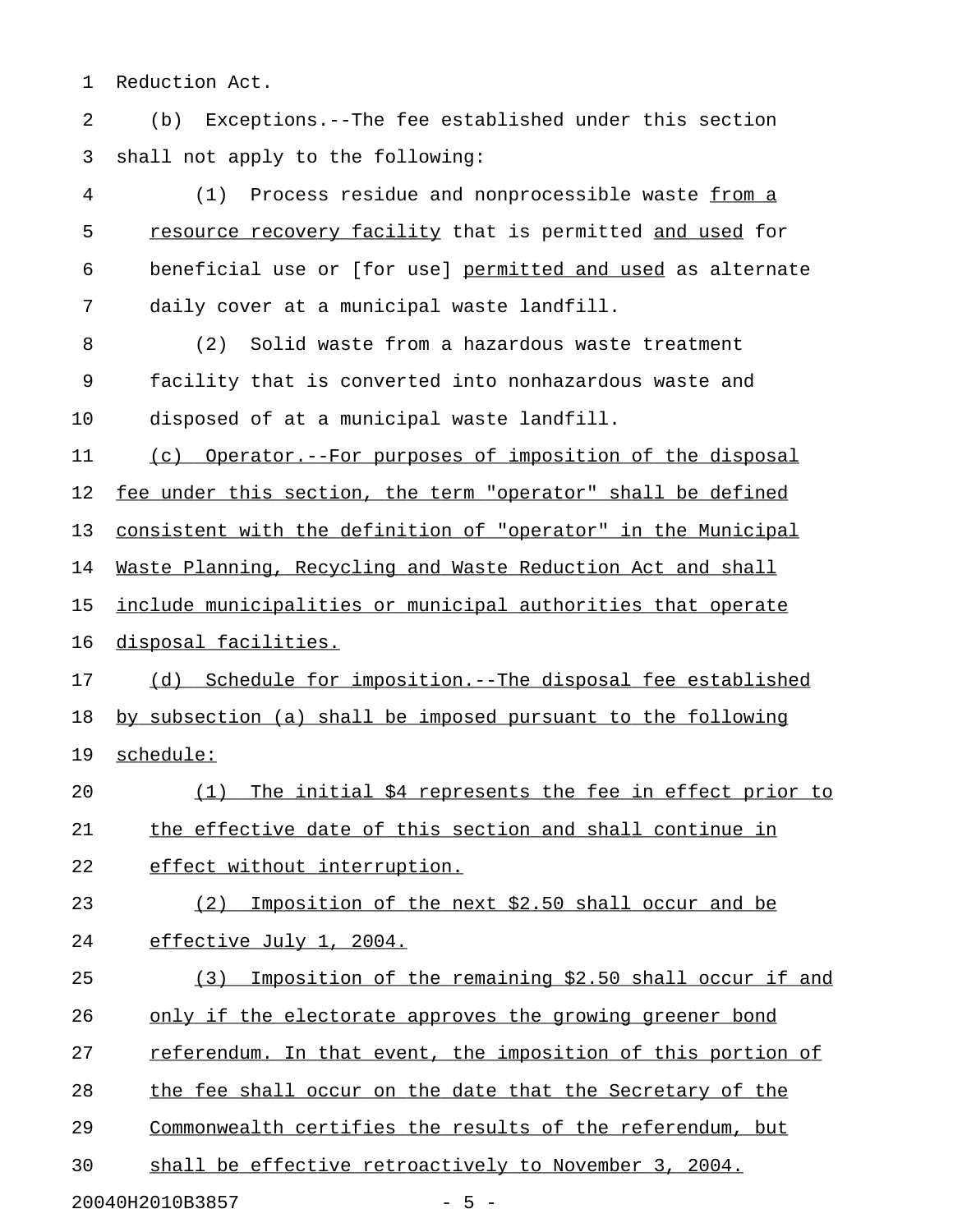Reduction Act.

(b) Exceptions.--The fee established under this section shall not apply to the following:

(1) Process residue and nonprocessible waste from a resource recovery facility that is permitted and used for beneficial use or [for use] permitted and used as alternate daily cover at a municipal waste landfill.

(2) Solid waste from a hazardous waste treatment facility that is converted into nonhazardous waste and disposed of at a municipal waste landfill.

(c) Operator.--For purposes of imposition of the disposal fee under this section, the term "operator" shall be defined consistent with the definition of "operator" in the Municipal Waste Planning, Recycling and Waste Reduction Act and shall include municipalities or municipal authorities that operate disposal facilities.

(d) Schedule for imposition.--The disposal fee established by subsection (a) shall be imposed pursuant to the following schedule:

(1) The initial $4 represents the fee in effect prior to the effective date of this section and shall continue in effect without interruption.

(2) Imposition of the next $2.50 shall occur and be effective July 1, 2004.

(3) Imposition of the remaining $2.50 shall occur if and only if the electorate approves the growing greener bond referendum. In that event, the imposition of this portion of the fee shall occur on the date that the Secretary of the Commonwealth certifies the results of the referendum, but shall be effective retroactively to November 3, 2004.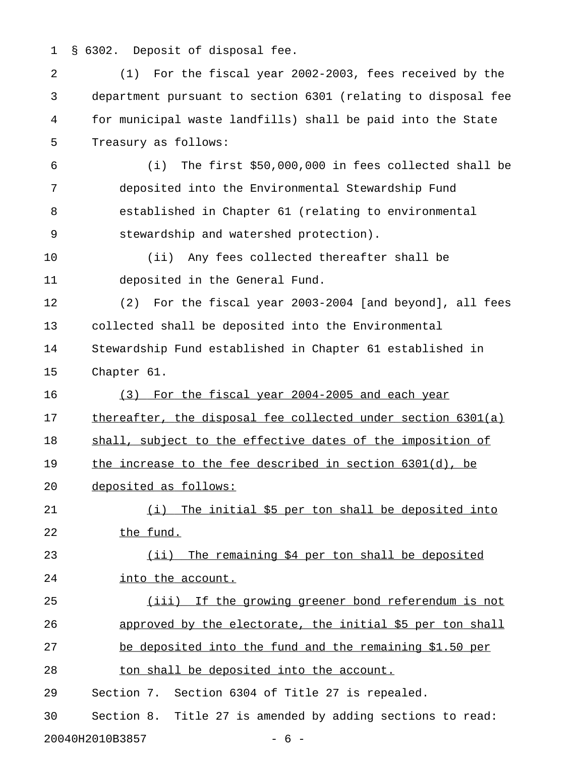§ 6302. Deposit of disposal fee.

(1) For the fiscal year 2002-2003, fees received by the department pursuant to section 6301 (relating to disposal fee for municipal waste landfills) shall be paid into the State Treasury as follows:

(i) The first $50,000,000 in fees collected shall be deposited into the Environmental Stewardship Fund established in Chapter 61 (relating to environmental stewardship and watershed protection).

(ii) Any fees collected thereafter shall be deposited in the General Fund.

(2) For the fiscal year 2003-2004 [and beyond], all fees collected shall be deposited into the Environmental Stewardship Fund established in Chapter 61 established in Chapter 61.

<u>(3) For the fiscal year 2004-2005 and each year thereafter, the disposal fee collected under section 6301(a) shall, subject to the effective dates of the imposition of the increase to the fee described in section 6301(d), be deposited as follows:</u>

<u>(i) The initial $5 per ton shall be deposited into the fund.</u>

<u>(ii) The remaining $4 per ton shall be deposited into the account.</u>

<u>(iii) If the growing greener bond referendum is not approved by the electorate, the initial $5 per ton shall be deposited into the fund and the remaining $1.50 per ton shall be deposited into the account.</u>

Section 7. Section 6304 of Title 27 is repealed.

Section 8. Title 27 is amended by adding sections to read: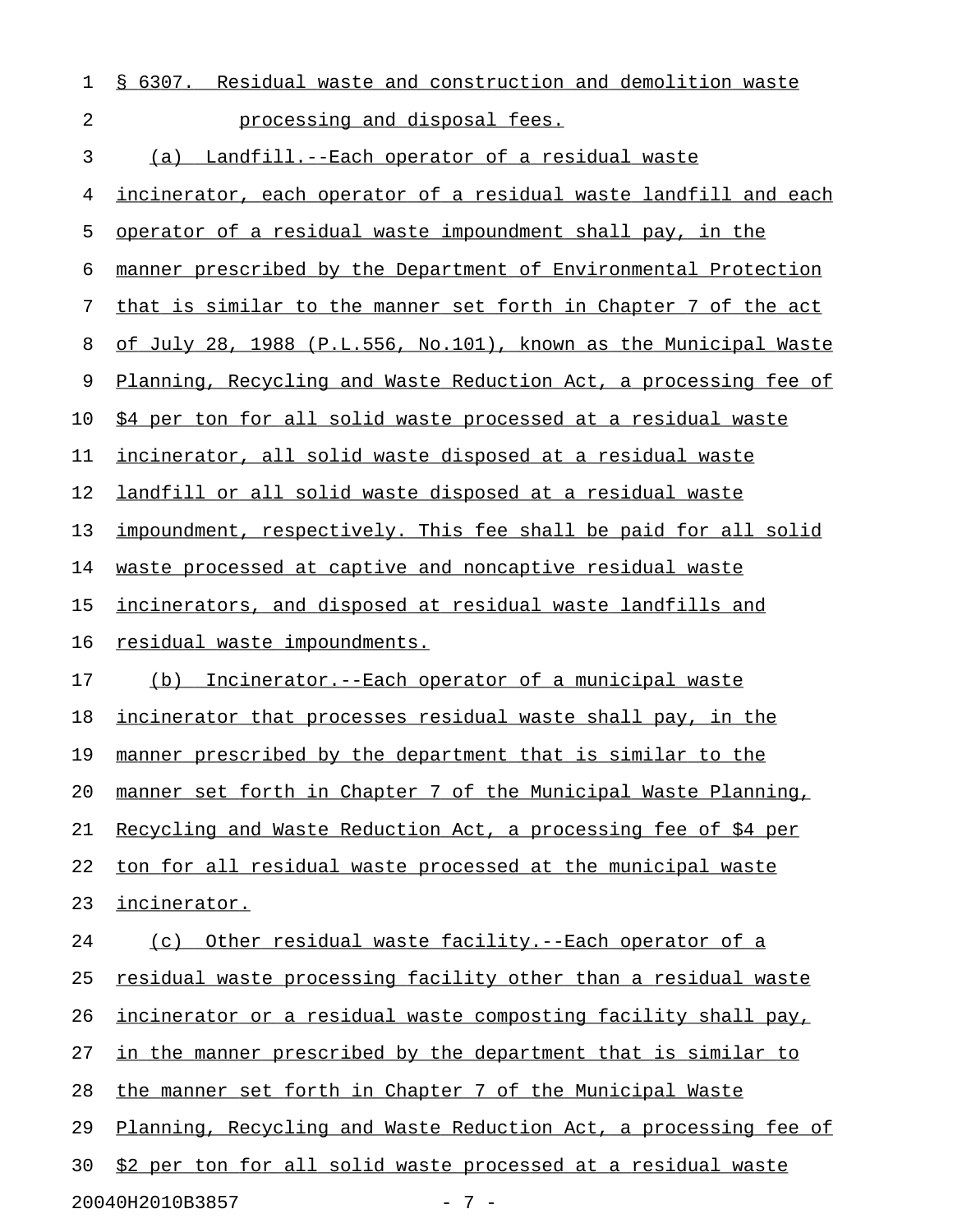§ 6307. Residual waste and construction and demolition waste processing and disposal fees.

(a) Landfill.--Each operator of a residual waste incinerator, each operator of a residual waste landfill and each operator of a residual waste impoundment shall pay, in the manner prescribed by the Department of Environmental Protection that is similar to the manner set forth in Chapter 7 of the act of July 28, 1988 (P.L.556, No.101), known as the Municipal Waste Planning, Recycling and Waste Reduction Act, a processing fee of $4 per ton for all solid waste processed at a residual waste incinerator, all solid waste disposed at a residual waste landfill or all solid waste disposed at a residual waste impoundment, respectively. This fee shall be paid for all solid waste processed at captive and noncaptive residual waste incinerators, and disposed at residual waste landfills and residual waste impoundments.

(b) Incinerator.--Each operator of a municipal waste incinerator that processes residual waste shall pay, in the manner prescribed by the department that is similar to the manner set forth in Chapter 7 of the Municipal Waste Planning, Recycling and Waste Reduction Act, a processing fee of $4 per ton for all residual waste processed at the municipal waste incinerator.

(c) Other residual waste facility.--Each operator of a residual waste processing facility other than a residual waste incinerator or a residual waste composting facility shall pay, in the manner prescribed by the department that is similar to the manner set forth in Chapter 7 of the Municipal Waste Planning, Recycling and Waste Reduction Act, a processing fee of $2 per ton for all solid waste processed at a residual waste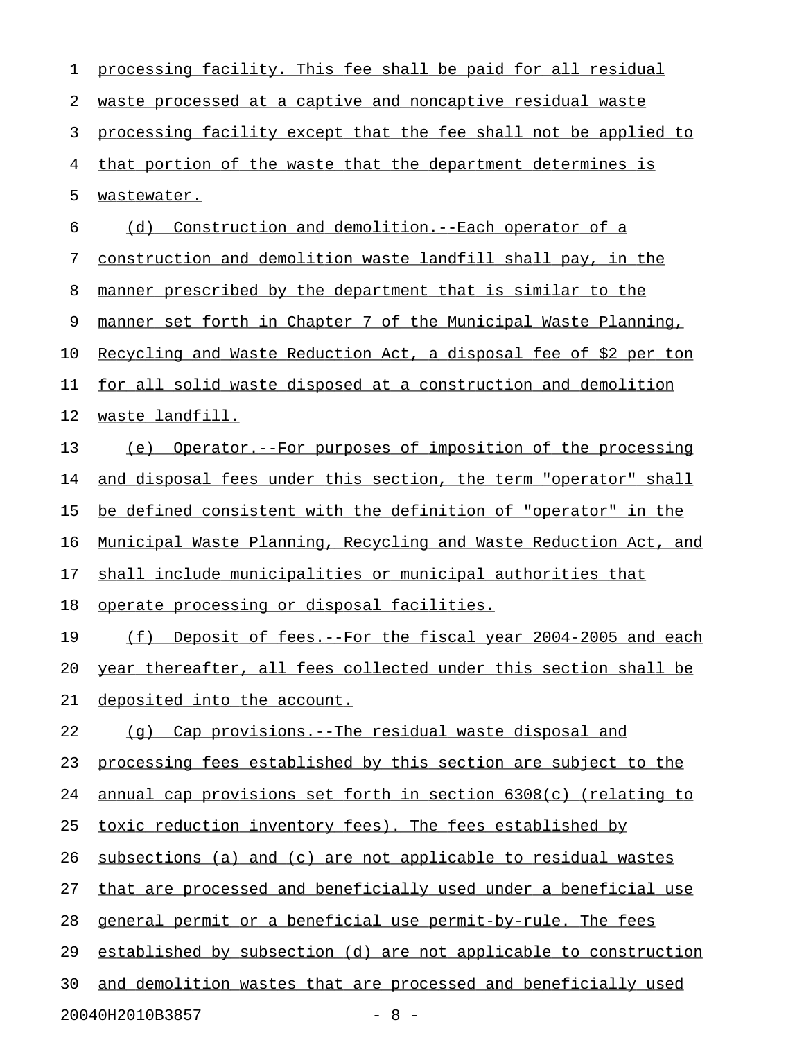processing facility. This fee shall be paid for all residual waste processed at a captive and noncaptive residual waste processing facility except that the fee shall not be applied to that portion of the waste that the department determines is wastewater.

(d) Construction and demolition.--Each operator of a construction and demolition waste landfill shall pay, in the manner prescribed by the department that is similar to the manner set forth in Chapter 7 of the Municipal Waste Planning, Recycling and Waste Reduction Act, a disposal fee of $2 per ton for all solid waste disposed at a construction and demolition waste landfill.

(e) Operator.--For purposes of imposition of the processing and disposal fees under this section, the term "operator" shall be defined consistent with the definition of "operator" in the Municipal Waste Planning, Recycling and Waste Reduction Act, and shall include municipalities or municipal authorities that operate processing or disposal facilities.

(f) Deposit of fees.--For the fiscal year 2004-2005 and each year thereafter, all fees collected under this section shall be deposited into the account.

(g) Cap provisions.--The residual waste disposal and processing fees established by this section are subject to the annual cap provisions set forth in section 6308(c) (relating to toxic reduction inventory fees). The fees established by subsections (a) and (c) are not applicable to residual wastes that are processed and beneficially used under a beneficial use general permit or a beneficial use permit-by-rule. The fees established by subsection (d) are not applicable to construction and demolition wastes that are processed and beneficially used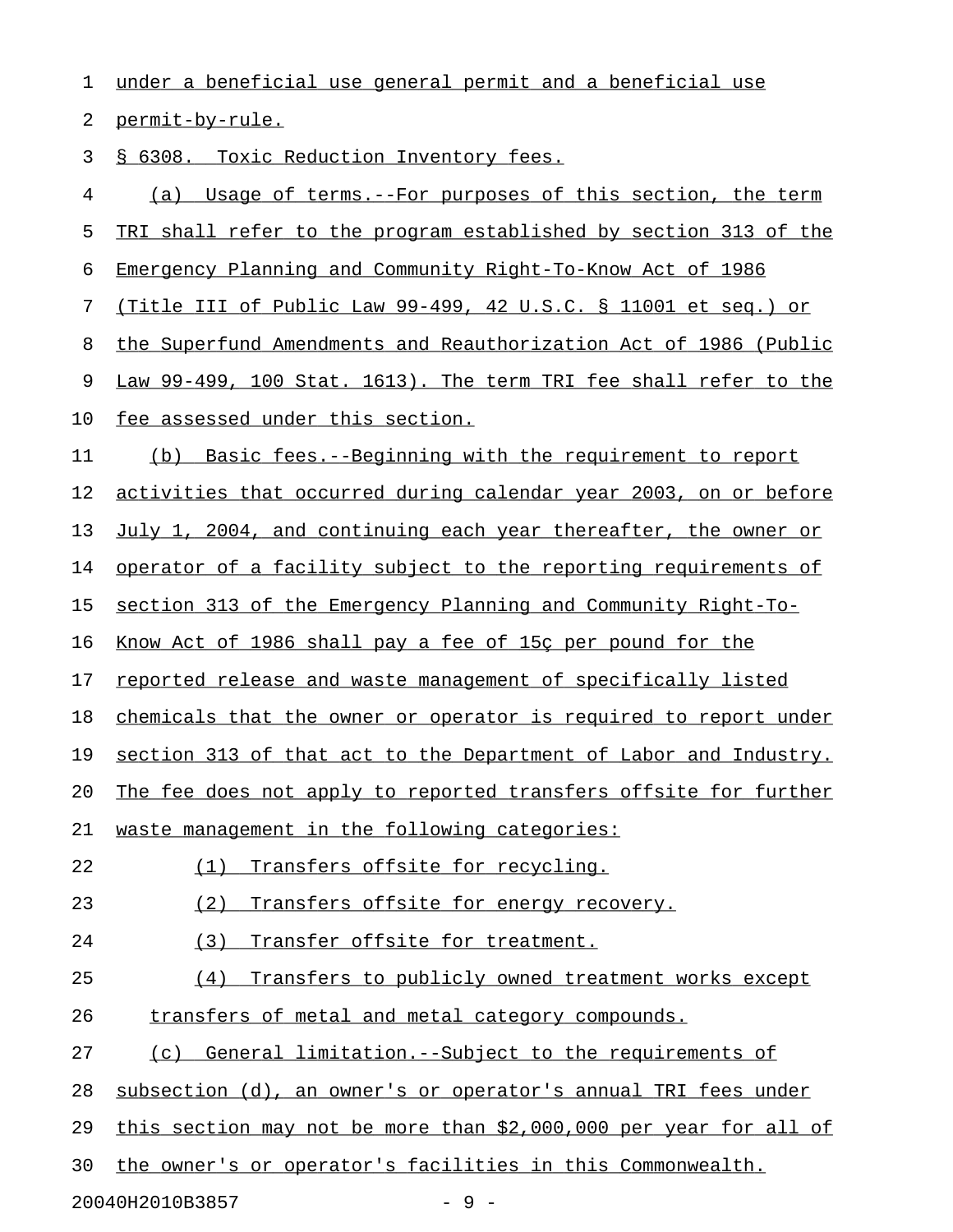under a beneficial use general permit and a beneficial use permit-by-rule.

§ 6308. Toxic Reduction Inventory fees.

(a) Usage of terms.--For purposes of this section, the term TRI shall refer to the program established by section 313 of the Emergency Planning and Community Right-To-Know Act of 1986 (Title III of Public Law 99-499, 42 U.S.C. § 11001 et seq.) or the Superfund Amendments and Reauthorization Act of 1986 (Public Law 99-499, 100 Stat. 1613). The term TRI fee shall refer to the fee assessed under this section.

(b) Basic fees.--Beginning with the requirement to report activities that occurred during calendar year 2003, on or before July 1, 2004, and continuing each year thereafter, the owner or operator of a facility subject to the reporting requirements of section 313 of the Emergency Planning and Community Right-To-Know Act of 1986 shall pay a fee of 15ç per pound for the reported release and waste management of specifically listed chemicals that the owner or operator is required to report under section 313 of that act to the Department of Labor and Industry. The fee does not apply to reported transfers offsite for further waste management in the following categories:

(1) Transfers offsite for recycling.

(2) Transfers offsite for energy recovery.

(3) Transfer offsite for treatment.

(4) Transfers to publicly owned treatment works except transfers of metal and metal category compounds.

(c) General limitation.--Subject to the requirements of subsection (d), an owner's or operator's annual TRI fees under this section may not be more than $2,000,000 per year for all of the owner's or operator's facilities in this Commonwealth.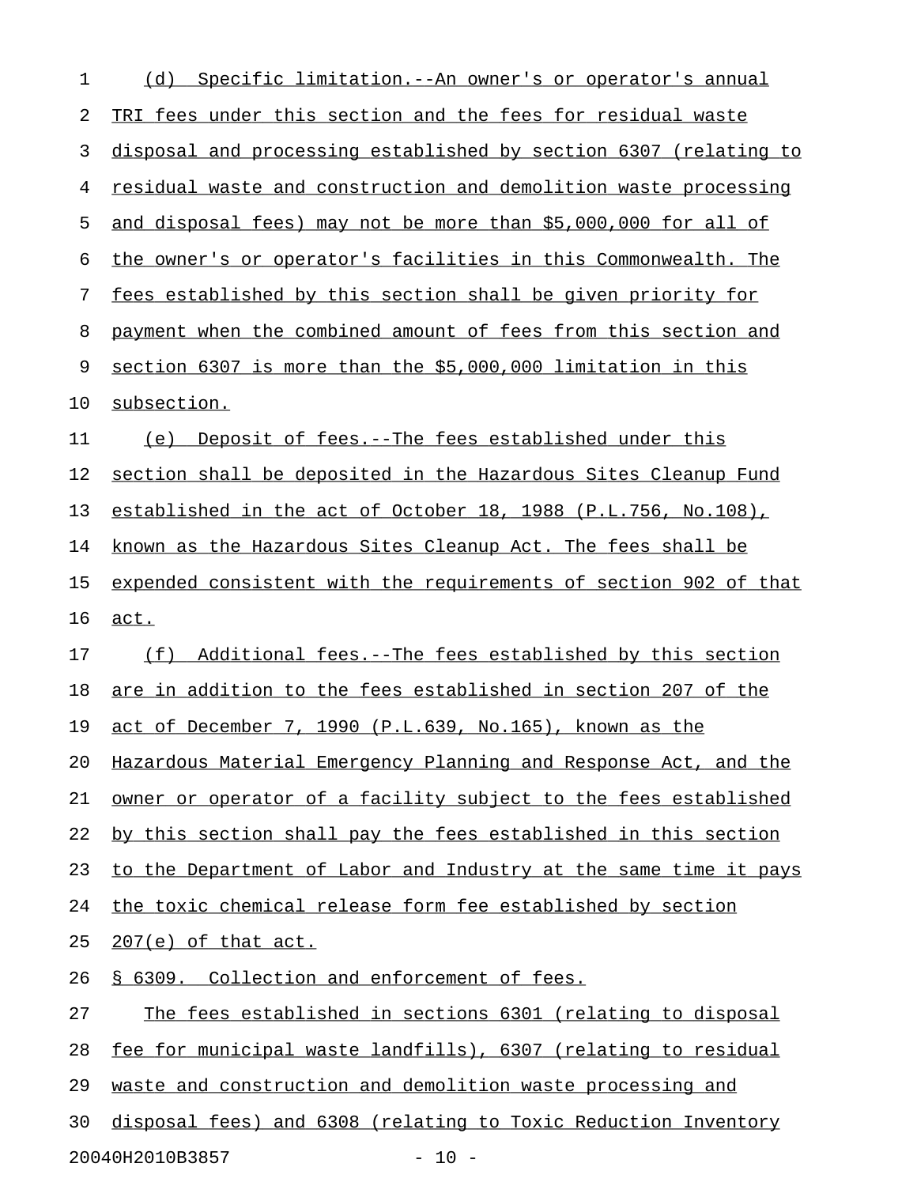(d) Specific limitation.--An owner's or operator's annual TRI fees under this section and the fees for residual waste disposal and processing established by section 6307 (relating to residual waste and construction and demolition waste processing and disposal fees) may not be more than $5,000,000 for all of the owner's or operator's facilities in this Commonwealth. The fees established by this section shall be given priority for payment when the combined amount of fees from this section and section 6307 is more than the $5,000,000 limitation in this subsection.

(e) Deposit of fees.--The fees established under this section shall be deposited in the Hazardous Sites Cleanup Fund established in the act of October 18, 1988 (P.L.756, No.108), known as the Hazardous Sites Cleanup Act. The fees shall be expended consistent with the requirements of section 902 of that act.

(f) Additional fees.--The fees established by this section are in addition to the fees established in section 207 of the act of December 7, 1990 (P.L.639, No.165), known as the Hazardous Material Emergency Planning and Response Act, and the owner or operator of a facility subject to the fees established by this section shall pay the fees established in this section to the Department of Labor and Industry at the same time it pays the toxic chemical release form fee established by section 207(e) of that act.

§ 6309. Collection and enforcement of fees.

The fees established in sections 6301 (relating to disposal fee for municipal waste landfills), 6307 (relating to residual waste and construction and demolition waste processing and disposal fees) and 6308 (relating to Toxic Reduction Inventory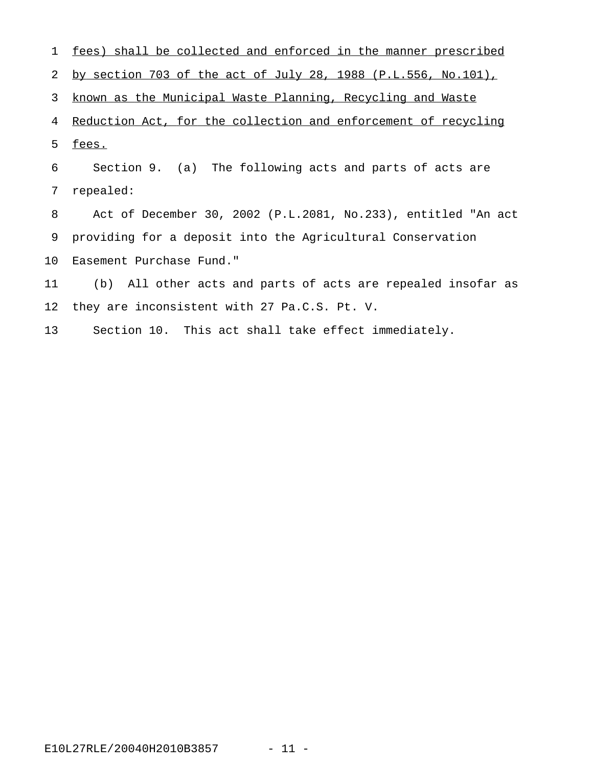fees) shall be collected and enforced in the manner prescribed by section 703 of the act of July 28, 1988 (P.L.556, No.101), known as the Municipal Waste Planning, Recycling and Waste Reduction Act, for the collection and enforcement of recycling fees.

Section 9. (a) The following acts and parts of acts are repealed:

Act of December 30, 2002 (P.L.2081, No.233), entitled "An act providing for a deposit into the Agricultural Conservation Easement Purchase Fund."

(b) All other acts and parts of acts are repealed insofar as they are inconsistent with 27 Pa.C.S. Pt. V.

Section 10. This act shall take effect immediately.